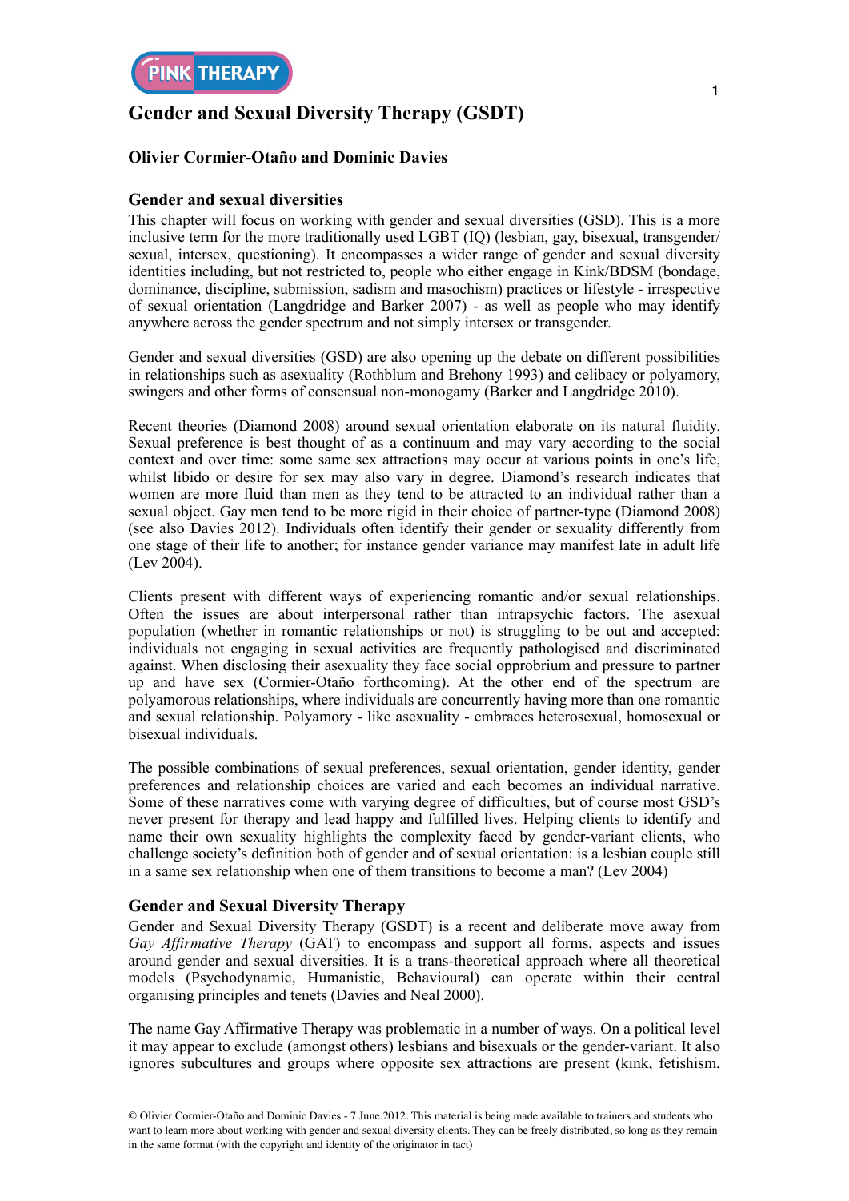# Gender and Sexual Diversity Therapy (GSDT)

### Olivier Cormier-Otaño and Dominic Davies

## Gender and sexual diversities

This chapter will focus on working with gender and sexual diversities (GSD). This is a more inclusive term for the more traditionally used LGBT (IQ) (lesbian, gay, bisexual, transgender/sexual, intersex, questioning). It encompasses a wider range of gender and sexual diversity identities including, but not restricted to, people who either engage in Kink/BDSM (bondage, dominance, discipline, submission, sadism and masochism) practices or lifestyle - irrespective of sexual orientation (Langdridge and Barker 2007) - as well as people who may identify anywhere across the gender spectrum and not simply intersex or transgender.

Gender and sexual diversities (GSD) are also opening up the debate on different possibilities in relationships such as asexuality (Rothblum and Brehony 1993) and celibacy or polyamory, swingers and other forms of consensual non-monogamy (Barker and Langdridge 2010).

Recent theories (Diamond 2008) around sexual orientation elaborate on its natural fluidity. Sexual preference is best thought of as a continuum and may vary according to the social context and over time: some same sex attractions may occur at various points in one's life, whilst libido or desire for sex may also vary in degree. Diamond's research indicates that women are more fluid than men as they tend to be attracted to an individual rather than a sexual object. Gay men tend to be more rigid in their choice of partner-type (Diamond 2008) (see also Davies 2012). Individuals often identify their gender or sexuality differently from one stage of their life to another; for instance gender variance may manifest late in adult life (Lev 2004).

Clients present with different ways of experiencing romantic and/or sexual relationships. Often the issues are about interpersonal rather than intrapsychic factors. The asexual population (whether in romantic relationships or not) is struggling to be out and accepted: individuals not engaging in sexual activities are frequently pathologised and discriminated against. When disclosing their asexuality they face social opprobrium and pressure to partner up and have sex (Cormier-Otaño forthcoming). At the other end of the spectrum are polyamorous relationships, where individuals are concurrently having more than one romantic and sexual relationship. Polyamory - like asexuality - embraces heterosexual, homosexual or bisexual individuals.

The possible combinations of sexual preferences, sexual orientation, gender identity, gender preferences and relationship choices are varied and each becomes an individual narrative. Some of these narratives come with varying degree of difficulties, but of course most GSD's never present for therapy and lead happy and fulfilled lives. Helping clients to identify and name their own sexuality highlights the complexity faced by gender-variant clients, who challenge society's definition both of gender and of sexual orientation: is a lesbian couple still in a same sex relationship when one of them transitions to become a man? (Lev 2004)

## Gender and Sexual Diversity Therapy

Gender and Sexual Diversity Therapy (GSDT) is a recent and deliberate move away from *Gay Affirmative Therapy* (GAT) to encompass and support all forms, aspects and issues around gender and sexual diversities. It is a trans-theoretical approach where all theoretical models (Psychodynamic, Humanistic, Behavioural) can operate within their central organising principles and tenets (Davies and Neal 2000).

The name Gay Affirmative Therapy was problematic in a number of ways. On a political level it may appear to exclude (amongst others) lesbians and bisexuals or the gender-variant. It also ignores subcultures and groups where opposite sex attractions are present (kink, fetishism,

© Olivier Cormier-Otaño and Dominic Davies - 7 June 2012. This material is being made available to trainers and students who want to learn more about working with gender and sexual diversity clients. They can be freely distributed, so long as they remain in the same format (with the copyright and identity of the originator in tact)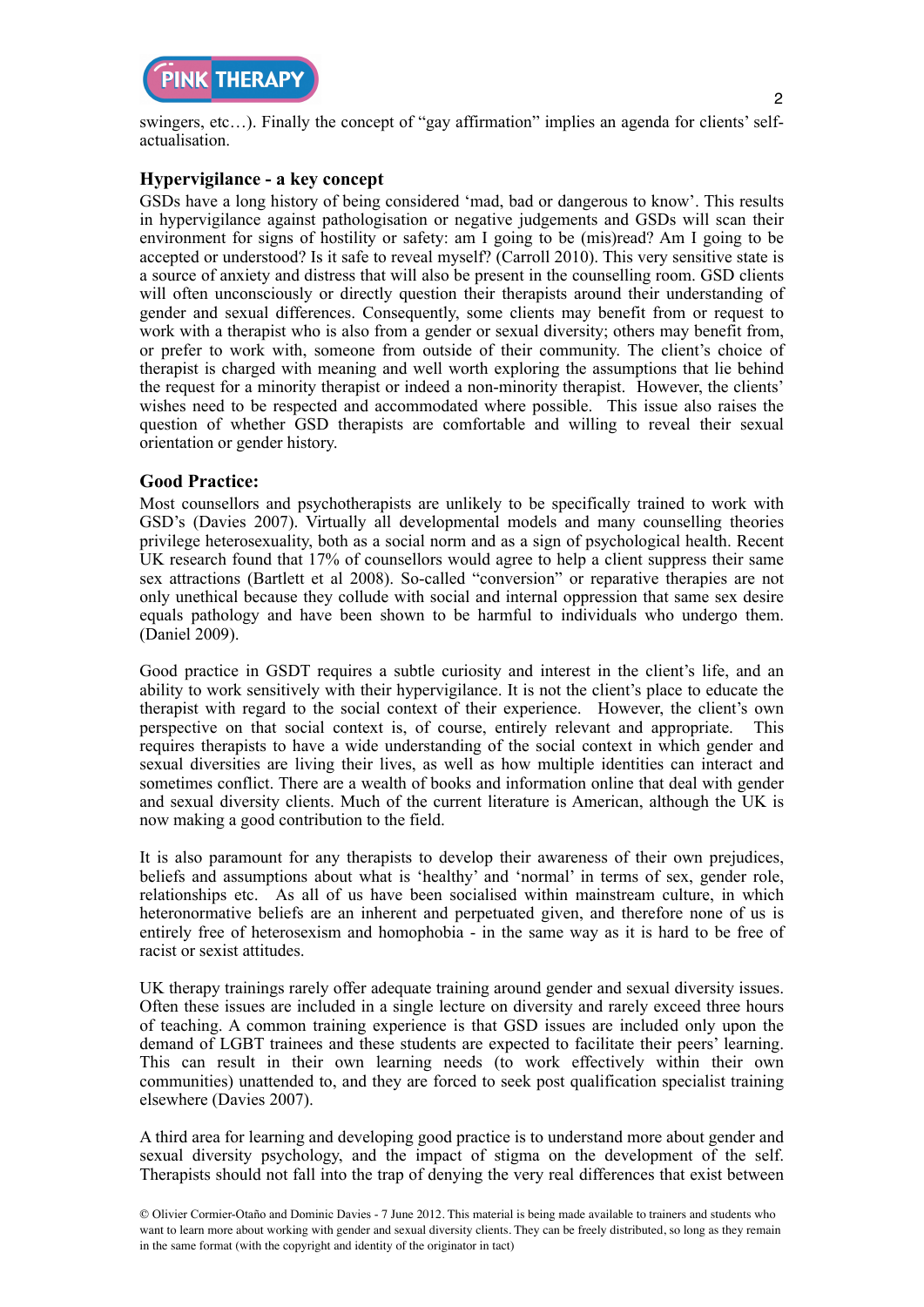swingers, etc…). Finally the concept of "gay affirmation" implies an agenda for clients' self-actualisation.

## Hypervigilance - a key concept

GSDs have a long history of being considered 'mad, bad or dangerous to know'. This results in hypervigilance against pathologisation or negative judgements and GSDs will scan their environment for signs of hostility or safety: am I going to be (mis)read? Am I going to be accepted or understood? Is it safe to reveal myself? (Carroll 2010). This very sensitive state is a source of anxiety and distress that will also be present in the counselling room. GSD clients will often unconsciously or directly question their therapists around their understanding of gender and sexual differences. Consequently, some clients may benefit from or request to work with a therapist who is also from a gender or sexual diversity; others may benefit from, or prefer to work with, someone from outside of their community. The client's choice of therapist is charged with meaning and well worth exploring the assumptions that lie behind the request for a minority therapist or indeed a non-minority therapist. However, the clients' wishes need to be respected and accommodated where possible. This issue also raises the question of whether GSD therapists are comfortable and willing to reveal their sexual orientation or gender history.

## Good Practice:

Most counsellors and psychotherapists are unlikely to be specifically trained to work with GSD's (Davies 2007). Virtually all developmental models and many counselling theories privilege heterosexuality, both as a social norm and as a sign of psychological health. Recent UK research found that 17% of counsellors would agree to help a client suppress their same sex attractions (Bartlett et al 2008). So-called "conversion" or reparative therapies are not only unethical because they collude with social and internal oppression that same sex desire equals pathology and have been shown to be harmful to individuals who undergo them. (Daniel 2009).

Good practice in GSDT requires a subtle curiosity and interest in the client's life, and an ability to work sensitively with their hypervigilance. It is not the client's place to educate the therapist with regard to the social context of their experience. However, the client's own perspective on that social context is, of course, entirely relevant and appropriate. This requires therapists to have a wide understanding of the social context in which gender and sexual diversities are living their lives, as well as how multiple identities can interact and sometimes conflict. There are a wealth of books and information online that deal with gender and sexual diversity clients. Much of the current literature is American, although the UK is now making a good contribution to the field.

It is also paramount for any therapists to develop their awareness of their own prejudices, beliefs and assumptions about what is 'healthy' and 'normal' in terms of sex, gender role, relationships etc. As all of us have been socialised within mainstream culture, in which heteronormative beliefs are an inherent and perpetuated given, and therefore none of us is entirely free of heterosexism and homophobia - in the same way as it is hard to be free of racist or sexist attitudes.

UK therapy trainings rarely offer adequate training around gender and sexual diversity issues. Often these issues are included in a single lecture on diversity and rarely exceed three hours of teaching. A common training experience is that GSD issues are included only upon the demand of LGBT trainees and these students are expected to facilitate their peers' learning. This can result in their own learning needs (to work effectively within their own communities) unattended to, and they are forced to seek post qualification specialist training elsewhere (Davies 2007).

A third area for learning and developing good practice is to understand more about gender and sexual diversity psychology, and the impact of stigma on the development of the self. Therapists should not fall into the trap of denying the very real differences that exist between

© Olivier Cormier-Otaño and Dominic Davies - 7 June 2012. This material is being made available to trainers and students who want to learn more about working with gender and sexual diversity clients. They can be freely distributed, so long as they remain in the same format (with the copyright and identity of the originator in tact)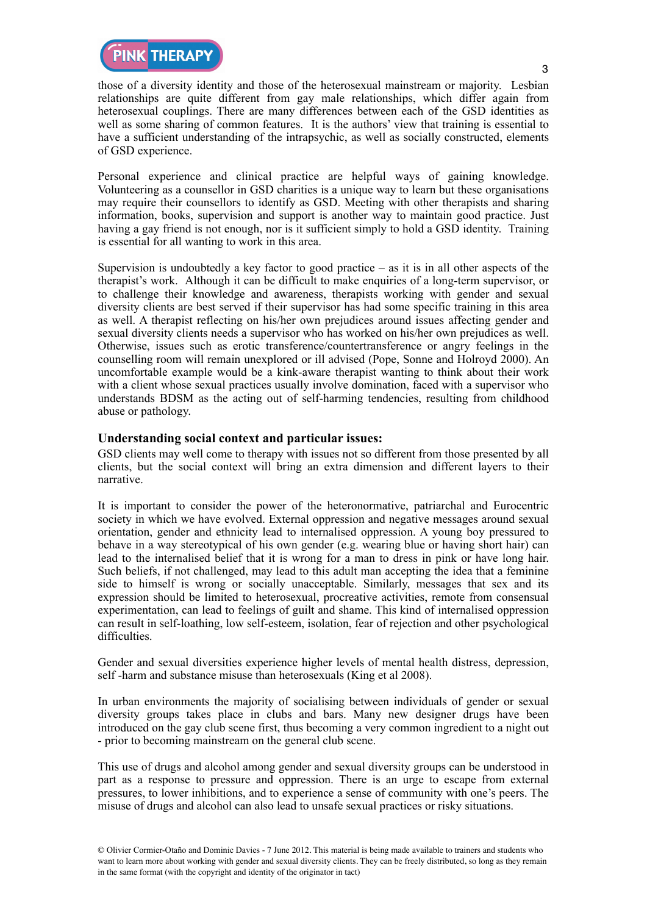those of a diversity identity and those of the heterosexual mainstream or majority. Lesbian relationships are quite different from gay male relationships, which differ again from heterosexual couplings. There are many differences between each of the GSD identities as well as some sharing of common features. It is the authors' view that training is essential to have a sufficient understanding of the intrapsychic, as well as socially constructed, elements of GSD experience.

Personal experience and clinical practice are helpful ways of gaining knowledge. Volunteering as a counsellor in GSD charities is a unique way to learn but these organisations may require their counsellors to identify as GSD. Meeting with other therapists and sharing information, books, supervision and support is another way to maintain good practice. Just having a gay friend is not enough, nor is it sufficient simply to hold a GSD identity. Training is essential for all wanting to work in this area.

Supervision is undoubtedly a key factor to good practice – as it is in all other aspects of the therapist's work. Although it can be difficult to make enquiries of a long-term supervisor, or to challenge their knowledge and awareness, therapists working with gender and sexual diversity clients are best served if their supervisor has had some specific training in this area as well. A therapist reflecting on his/her own prejudices around issues affecting gender and sexual diversity clients needs a supervisor who has worked on his/her own prejudices as well. Otherwise, issues such as erotic transference/countertransference or angry feelings in the counselling room will remain unexplored or ill advised (Pope, Sonne and Holroyd 2000). An uncomfortable example would be a kink-aware therapist wanting to think about their work with a client whose sexual practices usually involve domination, faced with a supervisor who understands BDSM as the acting out of self-harming tendencies, resulting from childhood abuse or pathology.

### Understanding social context and particular issues:

GSD clients may well come to therapy with issues not so different from those presented by all clients, but the social context will bring an extra dimension and different layers to their narrative.

It is important to consider the power of the heteronormative, patriarchal and Eurocentric society in which we have evolved. External oppression and negative messages around sexual orientation, gender and ethnicity lead to internalised oppression. A young boy pressured to behave in a way stereotypical of his own gender (e.g. wearing blue or having short hair) can lead to the internalised belief that it is wrong for a man to dress in pink or have long hair. Such beliefs, if not challenged, may lead to this adult man accepting the idea that a feminine side to himself is wrong or socially unacceptable. Similarly, messages that sex and its expression should be limited to heterosexual, procreative activities, remote from consensual experimentation, can lead to feelings of guilt and shame. This kind of internalised oppression can result in self-loathing, low self-esteem, isolation, fear of rejection and other psychological difficulties.

Gender and sexual diversities experience higher levels of mental health distress, depression, self -harm and substance misuse than heterosexuals (King et al 2008).

In urban environments the majority of socialising between individuals of gender or sexual diversity groups takes place in clubs and bars. Many new designer drugs have been introduced on the gay club scene first, thus becoming a very common ingredient to a night out - prior to becoming mainstream on the general club scene.

This use of drugs and alcohol among gender and sexual diversity groups can be understood in part as a response to pressure and oppression. There is an urge to escape from external pressures, to lower inhibitions, and to experience a sense of community with one's peers. The misuse of drugs and alcohol can also lead to unsafe sexual practices or risky situations.

© Olivier Cormier-Otaño and Dominic Davies - 7 June 2012. This material is being made available to trainers and students who want to learn more about working with gender and sexual diversity clients. They can be freely distributed, so long as they remain in the same format (with the copyright and identity of the originator in tact)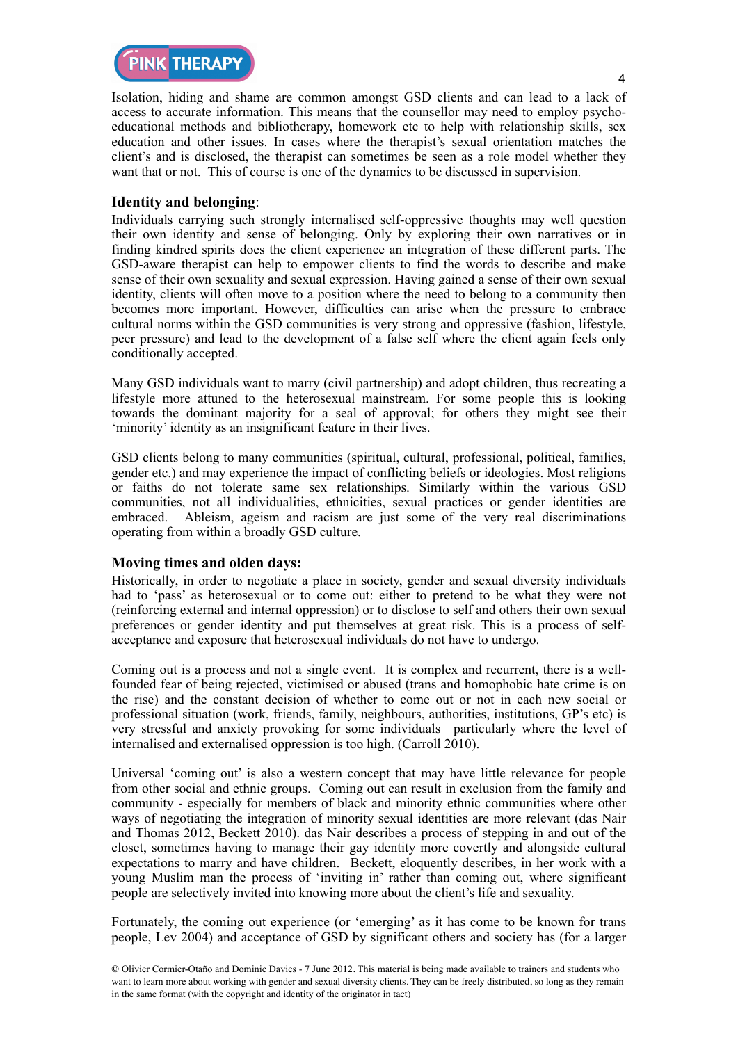Isolation, hiding and shame are common amongst GSD clients and can lead to a lack of access to accurate information. This means that the counsellor may need to employ psycho-educational methods and bibliotherapy, homework etc to help with relationship skills, sex education and other issues. In cases where the therapist's sexual orientation matches the client's and is disclosed, the therapist can sometimes be seen as a role model whether they want that or not. This of course is one of the dynamics to be discussed in supervision.

### Identity and belonging:

Individuals carrying such strongly internalised self-oppressive thoughts may well question their own identity and sense of belonging. Only by exploring their own narratives or in finding kindred spirits does the client experience an integration of these different parts. The GSD-aware therapist can help to empower clients to find the words to describe and make sense of their own sexuality and sexual expression. Having gained a sense of their own sexual identity, clients will often move to a position where the need to belong to a community then becomes more important. However, difficulties can arise when the pressure to embrace cultural norms within the GSD communities is very strong and oppressive (fashion, lifestyle, peer pressure) and lead to the development of a false self where the client again feels only conditionally accepted.

Many GSD individuals want to marry (civil partnership) and adopt children, thus recreating a lifestyle more attuned to the heterosexual mainstream. For some people this is looking towards the dominant majority for a seal of approval; for others they might see their 'minority' identity as an insignificant feature in their lives.

GSD clients belong to many communities (spiritual, cultural, professional, political, families, gender etc.) and may experience the impact of conflicting beliefs or ideologies. Most religions or faiths do not tolerate same sex relationships. Similarly within the various GSD communities, not all individualities, ethnicities, sexual practices or gender identities are embraced. Ableism, ageism and racism are just some of the very real discriminations operating from within a broadly GSD culture.

### Moving times and olden days:

Historically, in order to negotiate a place in society, gender and sexual diversity individuals had to 'pass' as heterosexual or to come out: either to pretend to be what they were not (reinforcing external and internal oppression) or to disclose to self and others their own sexual preferences or gender identity and put themselves at great risk. This is a process of self-acceptance and exposure that heterosexual individuals do not have to undergo.

Coming out is a process and not a single event. It is complex and recurrent, there is a well-founded fear of being rejected, victimised or abused (trans and homophobic hate crime is on the rise) and the constant decision of whether to come out or not in each new social or professional situation (work, friends, family, neighbours, authorities, institutions, GP's etc) is very stressful and anxiety provoking for some individuals particularly where the level of internalised and externalised oppression is too high. (Carroll 2010).

Universal 'coming out' is also a western concept that may have little relevance for people from other social and ethnic groups. Coming out can result in exclusion from the family and community - especially for members of black and minority ethnic communities where other ways of negotiating the integration of minority sexual identities are more relevant (das Nair and Thomas 2012, Beckett 2010). das Nair describes a process of stepping in and out of the closet, sometimes having to manage their gay identity more covertly and alongside cultural expectations to marry and have children. Beckett, eloquently describes, in her work with a young Muslim man the process of 'inviting in' rather than coming out, where significant people are selectively invited into knowing more about the client's life and sexuality.

Fortunately, the coming out experience (or 'emerging' as it has come to be known for trans people, Lev 2004) and acceptance of GSD by significant others and society has (for a larger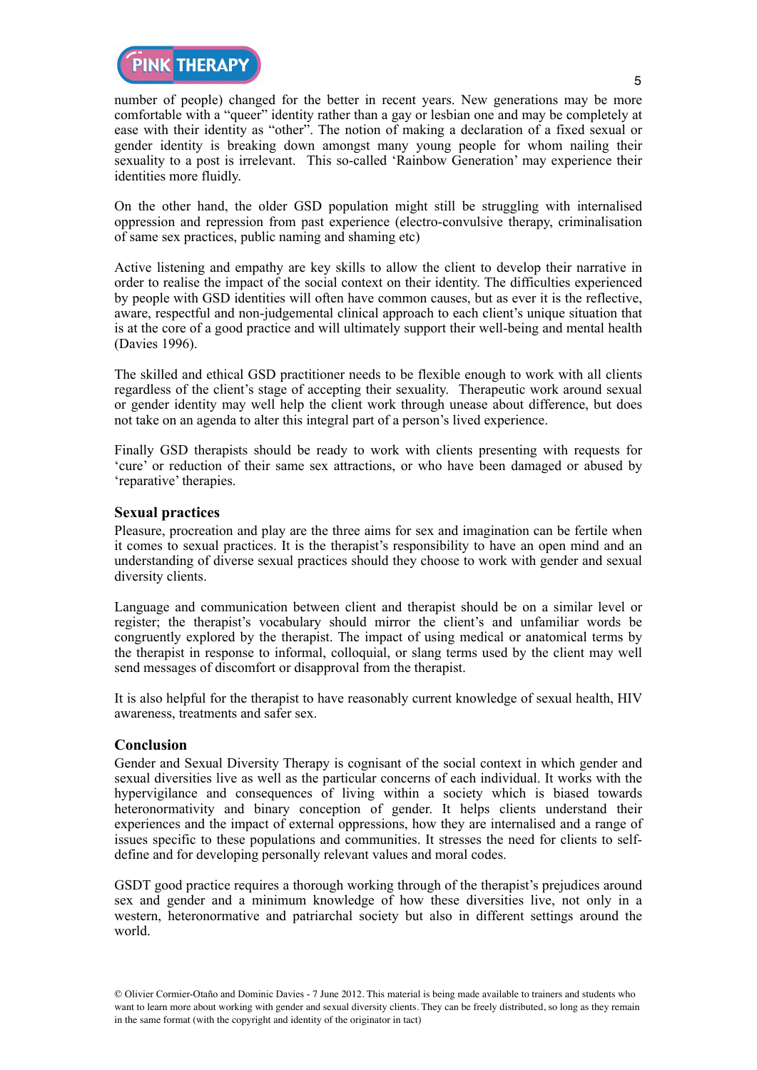number of people) changed for the better in recent years. New generations may be more comfortable with a "queer" identity rather than a gay or lesbian one and may be completely at ease with their identity as "other". The notion of making a declaration of a fixed sexual or gender identity is breaking down amongst many young people for whom nailing their sexuality to a post is irrelevant. This so-called 'Rainbow Generation' may experience their identities more fluidly.

On the other hand, the older GSD population might still be struggling with internalised oppression and repression from past experience (electro-convulsive therapy, criminalisation of same sex practices, public naming and shaming etc)

Active listening and empathy are key skills to allow the client to develop their narrative in order to realise the impact of the social context on their identity. The difficulties experienced by people with GSD identities will often have common causes, but as ever it is the reflective, aware, respectful and non-judgemental clinical approach to each client's unique situation that is at the core of a good practice and will ultimately support their well-being and mental health (Davies 1996).

The skilled and ethical GSD practitioner needs to be flexible enough to work with all clients regardless of the client's stage of accepting their sexuality. Therapeutic work around sexual or gender identity may well help the client work through unease about difference, but does not take on an agenda to alter this integral part of a person's lived experience.

Finally GSD therapists should be ready to work with clients presenting with requests for 'cure' or reduction of their same sex attractions, or who have been damaged or abused by 'reparative' therapies.

## Sexual practices

Pleasure, procreation and play are the three aims for sex and imagination can be fertile when it comes to sexual practices. It is the therapist's responsibility to have an open mind and an understanding of diverse sexual practices should they choose to work with gender and sexual diversity clients.

Language and communication between client and therapist should be on a similar level or register; the therapist's vocabulary should mirror the client's and unfamiliar words be congruently explored by the therapist. The impact of using medical or anatomical terms by the therapist in response to informal, colloquial, or slang terms used by the client may well send messages of discomfort or disapproval from the therapist.

It is also helpful for the therapist to have reasonably current knowledge of sexual health, HIV awareness, treatments and safer sex.

## Conclusion

Gender and Sexual Diversity Therapy is cognisant of the social context in which gender and sexual diversities live as well as the particular concerns of each individual. It works with the hypervigilance and consequences of living within a society which is biased towards heteronormativity and binary conception of gender. It helps clients understand their experiences and the impact of external oppressions, how they are internalised and a range of issues specific to these populations and communities. It stresses the need for clients to self-define and for developing personally relevant values and moral codes.

GSDT good practice requires a thorough working through of the therapist's prejudices around sex and gender and a minimum knowledge of how these diversities live, not only in a western, heteronormative and patriarchal society but also in different settings around the world.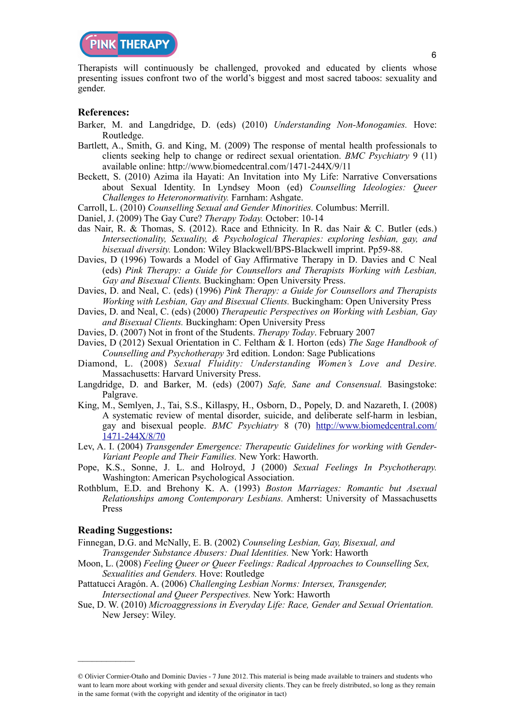Therapists will continuously be challenged, provoked and educated by clients whose presenting issues confront two of the world's biggest and most sacred taboos: sexuality and gender.

## References:

Barker, M. and Langdridge, D. (eds) (2010) *Understanding Non-Monogamies.* Hove: Routledge.

Bartlett, A., Smith, G. and King, M. (2009) The response of mental health professionals to clients seeking help to change or redirect sexual orientation. *BMC Psychiatry* 9 (11) available online: http://www.biomedcentral.com/1471-244X/9/11

Beckett, S. (2010) Azima ila Hayati: An Invitation into My Life: Narrative Conversations about Sexual Identity. In Lyndsey Moon (ed) *Counselling Ideologies: Queer Challenges to Heteronormativity.* Farnham: Ashgate.

Carroll, L. (2010) *Counselling Sexual and Gender Minorities.* Columbus: Merrill.

Daniel, J. (2009) The Gay Cure? *Therapy Today.* October: 10-14

das Nair, R. & Thomas, S. (2012). Race and Ethnicity. In R. das Nair & C. Butler (eds.) *Intersectionality, Sexuality, & Psychological Therapies: exploring lesbian, gay, and bisexual diversity.* London: Wiley Blackwell/BPS-Blackwell imprint. Pp59-88.

Davies, D (1996) Towards a Model of Gay Affirmative Therapy in D. Davies and C Neal (eds) *Pink Therapy: a Guide for Counsellors and Therapists Working with Lesbian, Gay and Bisexual Clients.* Buckingham: Open University Press.

Davies, D. and Neal, C. (eds) (1996) *Pink Therapy: a Guide for Counsellors and Therapists Working with Lesbian, Gay and Bisexual Clients.* Buckingham: Open University Press

Davies, D. and Neal, C. (eds) (2000) *Therapeutic Perspectives on Working with Lesbian, Gay and Bisexual Clients.* Buckingham: Open University Press

Davies, D. (2007) Not in front of the Students. *Therapy Today*. February 2007

Davies, D (2012) Sexual Orientation in C. Feltham & I. Horton (eds) *The Sage Handbook of Counselling and Psychotherapy* 3rd edition. London: Sage Publications

Diamond, L. (2008) *Sexual Fluidity: Understanding Women's Love and Desire.* Massachusetts: Harvard University Press.

Langdridge, D. and Barker, M. (eds) (2007) *Safe, Sane and Consensual.* Basingstoke: Palgrave.

King, M., Semlyen, J., Tai, S.S., Killaspy, H., Osborn, D., Popely, D. and Nazareth, I. (2008) A systematic review of mental disorder, suicide, and deliberate self-harm in lesbian, gay and bisexual people. *BMC Psychiatry* 8 (70) http://www.biomedcentral.com/1471-244X/8/70

Lev, A. I. (2004) *Transgender Emergence: Therapeutic Guidelines for working with Gender-Variant People and Their Families.* New York: Haworth.

Pope, K.S., Sonne, J. L. and Holroyd, J (2000) *Sexual Feelings In Psychotherapy.* Washington: American Psychological Association.

Rothblum, E.D. and Brehony K. A. (1993) *Boston Marriages: Romantic but Asexual Relationships among Contemporary Lesbians.* Amherst: University of Massachusetts Press

## Reading Suggestions:

Finnegan, D.G. and McNally, E. B. (2002) *Counseling Lesbian, Gay, Bisexual, and Transgender Substance Abusers: Dual Identities.* New York: Haworth

Moon, L. (2008) *Feeling Queer or Queer Feelings: Radical Approaches to Counselling Sex, Sexualities and Genders.* Hove: Routledge

Pattatucci Aragón. A. (2006) *Challenging Lesbian Norms: Intersex, Transgender, Intersectional and Queer Perspectives.* New York: Haworth

Sue, D. W. (2010) *Microaggressions in Everyday Life: Race, Gender and Sexual Orientation.* New Jersey: Wiley.

© Olivier Cormier-Otaño and Dominic Davies - 7 June 2012. This material is being made available to trainers and students who want to learn more about working with gender and sexual diversity clients. They can be freely distributed, so long as they remain in the same format (with the copyright and identity of the originator in tact)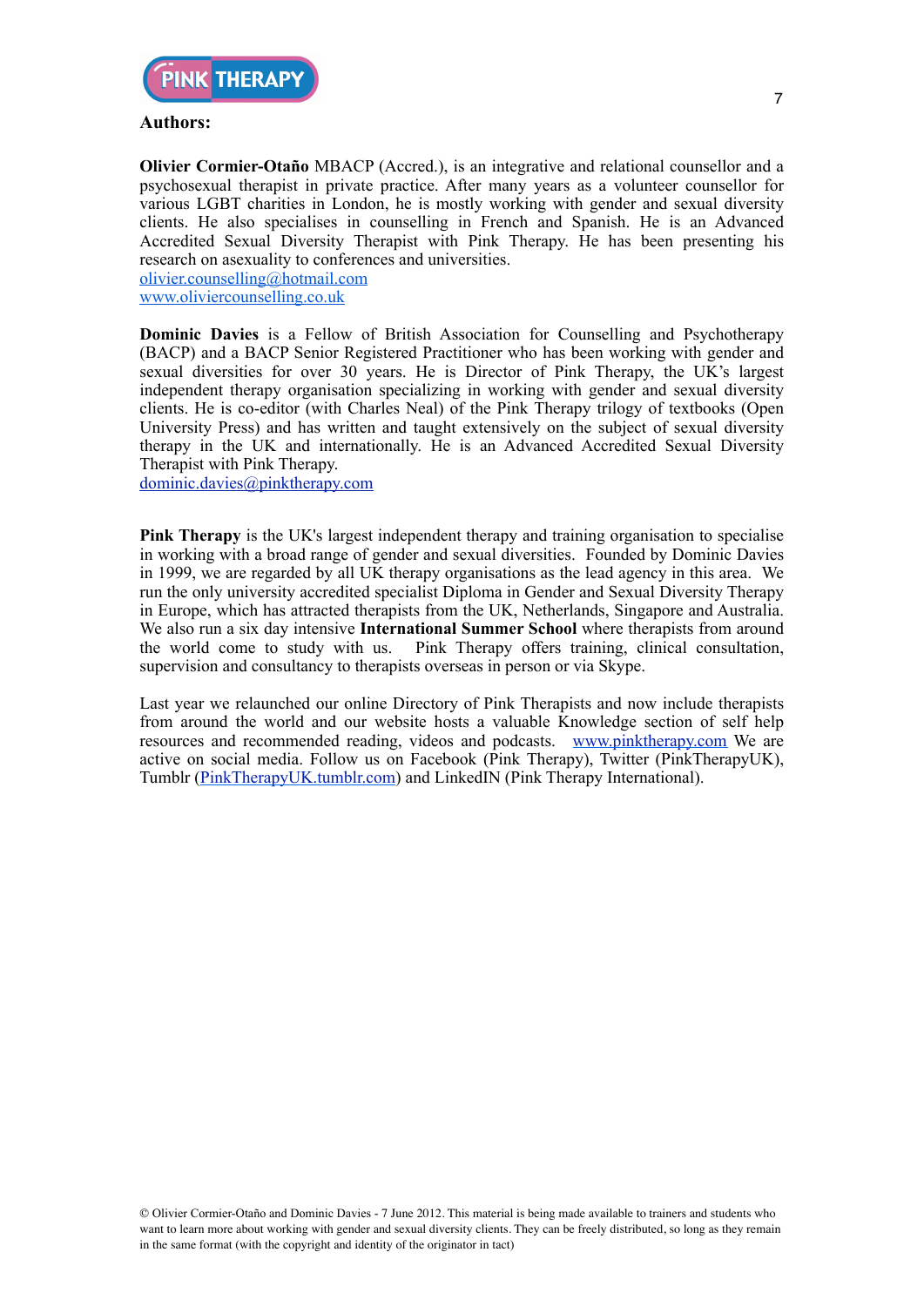**Authors:**

**Olivier Cormier-Otaño** MBACP (Accred.), is an integrative and relational counsellor and a psychosexual therapist in private practice. After many years as a volunteer counsellor for various LGBT charities in London, he is mostly working with gender and sexual diversity clients. He also specialises in counselling in French and Spanish. He is an Advanced Accredited Sexual Diversity Therapist with Pink Therapy. He has been presenting his research on asexuality to conferences and universities.
olivier.counselling@hotmail.com
www.oliviercounselling.co.uk

**Dominic Davies** is a Fellow of British Association for Counselling and Psychotherapy (BACP) and a BACP Senior Registered Practitioner who has been working with gender and sexual diversities for over 30 years. He is Director of Pink Therapy, the UK's largest independent therapy organisation specializing in working with gender and sexual diversity clients. He is co-editor (with Charles Neal) of the Pink Therapy trilogy of textbooks (Open University Press) and has written and taught extensively on the subject of sexual diversity therapy in the UK and internationally. He is an Advanced Accredited Sexual Diversity Therapist with Pink Therapy.
dominic.davies@pinktherapy.com

**Pink Therapy** is the UK's largest independent therapy and training organisation to specialise in working with a broad range of gender and sexual diversities. Founded by Dominic Davies in 1999, we are regarded by all UK therapy organisations as the lead agency in this area. We run the only university accredited specialist Diploma in Gender and Sexual Diversity Therapy in Europe, which has attracted therapists from the UK, Netherlands, Singapore and Australia. We also run a six day intensive **International Summer School** where therapists from around the world come to study with us. Pink Therapy offers training, clinical consultation, supervision and consultancy to therapists overseas in person or via Skype.

Last year we relaunched our online Directory of Pink Therapists and now include therapists from around the world and our website hosts a valuable Knowledge section of self help resources and recommended reading, videos and podcasts. www.pinktherapy.com We are active on social media. Follow us on Facebook (Pink Therapy), Twitter (PinkTherapyUK), Tumblr (PinkTherapyUK.tumblr.com) and LinkedIN (Pink Therapy International).

© Olivier Cormier-Otaño and Dominic Davies - 7 June 2012. This material is being made available to trainers and students who want to learn more about working with gender and sexual diversity clients. They can be freely distributed, so long as they remain in the same format (with the copyright and identity of the originator in tact)